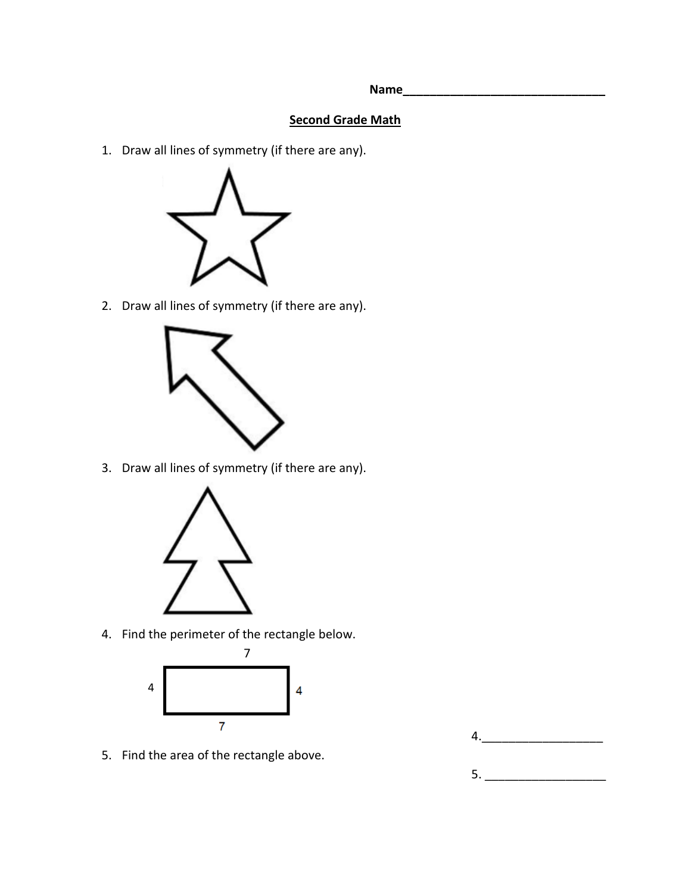Name_______________________________

## Second Grade Math

1. Draw all lines of symmetry (if there are any).

2. Draw all lines of symmetry (if there are any).

3. Draw all lines of symmetry (if there are any).

4. Find the perimeter of the rectangle below.

7

4 4

7

4.__________________

5. Find the area of the rectangle above.

5. __________________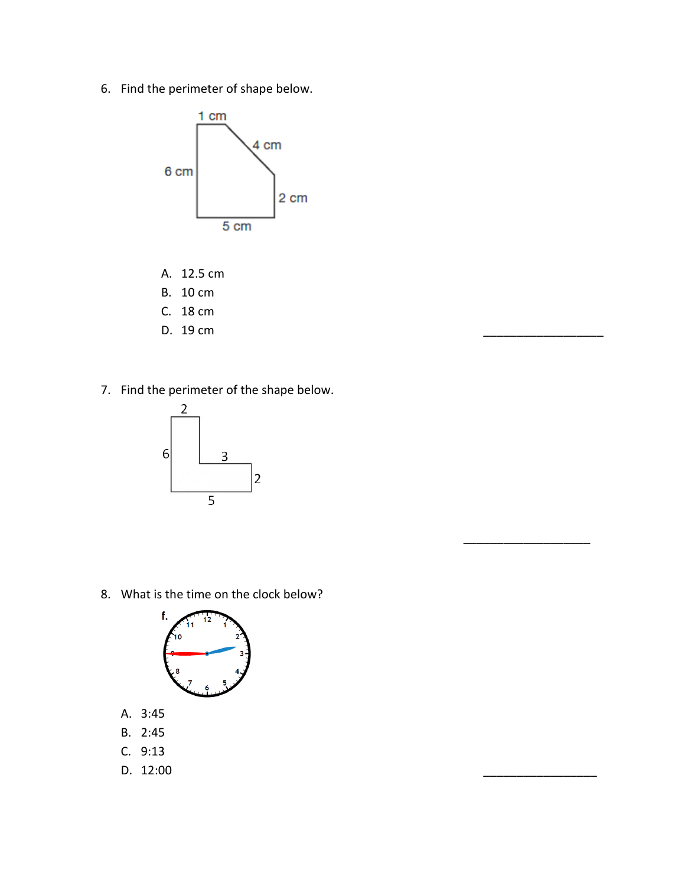6. Find the perimeter of shape below.

1 cm

4 cm

6 cm

2 cm

5 cm

A. 12.5 cm
B. 10 cm
C. 18 cm
D. 19 cm

\_\_\_\_\_\_\_\_\_\_\_\_\_\_\_\_\_\_\_\_

7. Find the perimeter of the shape below.

2

6

3

2

5

\_\_\_\_\_\_\_\_\_\_\_\_\_\_\_\_\_\_\_\_

8. What is the time on the clock below?

f.

A. 3:45
B. 2:45
C. 9:13
D. 12:00

\_\_\_\_\_\_\_\_\_\_\_\_\_\_\_\_\_\_\_\_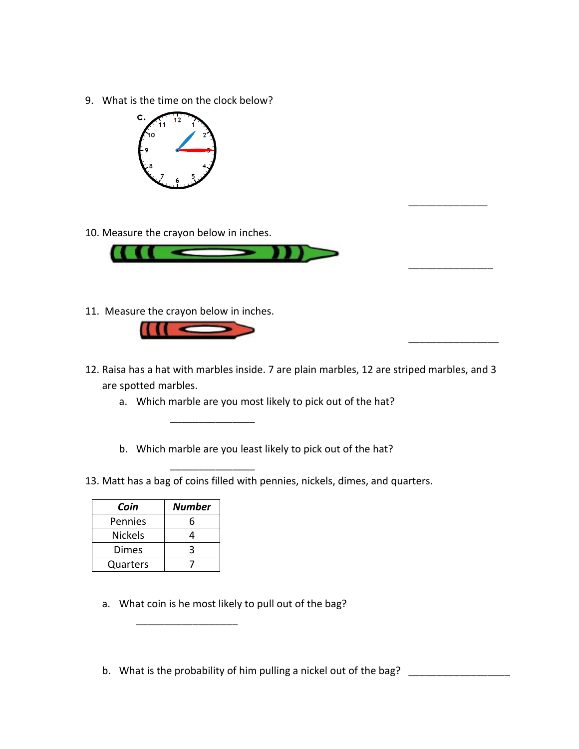9. What is the time on the clock below?

_______________

10. Measure the crayon below in inches.

_______________

11. Measure the crayon below in inches.

_______________

12. Raisa has a hat with marbles inside. 7 are plain marbles, 12 are striped marbles, and 3 are spotted marbles.

    a. Which marble are you most likely to pick out of the hat?

    _______________

    b. Which marble are you least likely to pick out of the hat?

    _______________

13. Matt has a bag of coins filled with pennies, nickels, dimes, and quarters.

| ***Coin*** | ***Number*** |
|---|---|
| Pennies | 6 |
| Nickels | 4 |
| Dimes | 3 |
| Quarters | 7 |

a. What coin is he most likely to pull out of the bag?

   ___________________

b. What is the probability of him pulling a nickel out of the bag? ___________________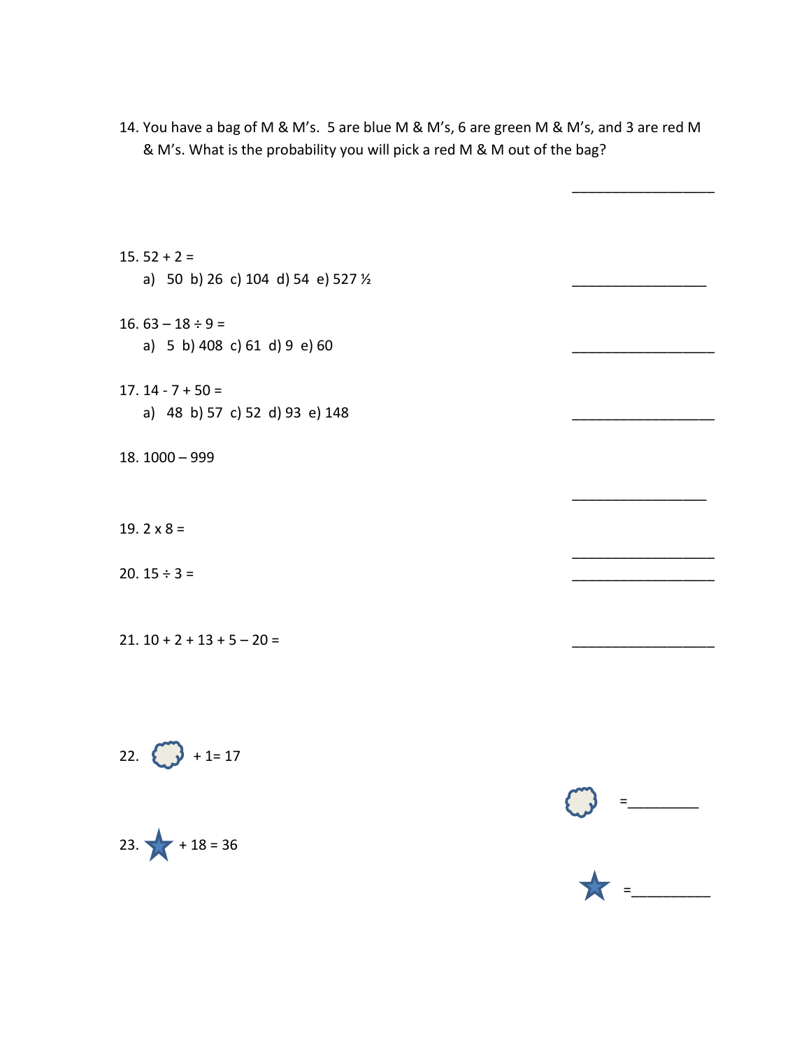14. You have a bag of M & M's. 5 are blue M & M's, 6 are green M & M's, and 3 are red M & M's. What is the probability you will pick a red M & M out of the bag?

    ___________________

15. 52 + 2 =

    a) 50 b) 26 c) 104 d) 54 e) 527 ½ ___________________

16. 63 – 18 ÷ 9 =

    a) 5 b) 408 c) 61 d) 9 e) 60 ___________________

17. 14 - 7 + 50 =

    a) 48 b) 57 c) 52 d) 93 e) 148 ___________________

18. 1000 – 999

    ___________________

19. 2 x 8 = ___________________

20. 15 ÷ 3 = ___________________

21. 10 + 2 + 13 + 5 – 20 = ___________________

22. ☁ + 1= 17

    ☁ =__________

23. ★ + 18 = 36

    ★ =__________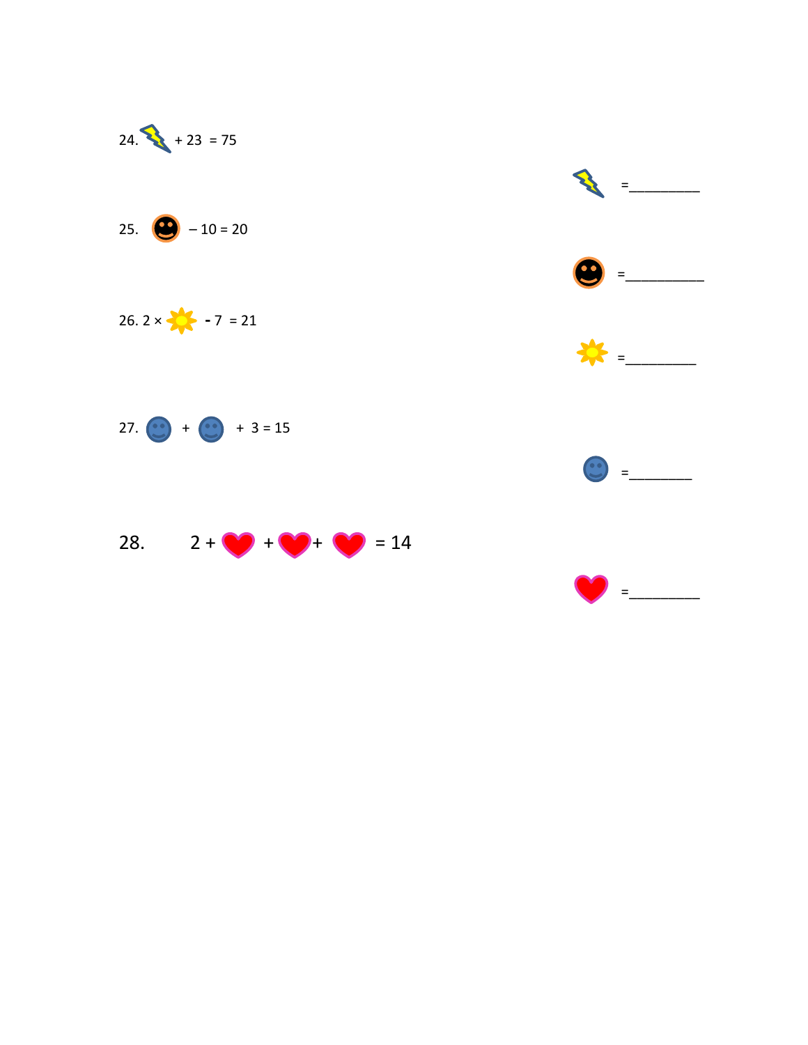24. ⚡ + 23 = 75

⚡ =\_\_\_\_\_\_\_\_\_

25. ☻ – 10 = 20

☻ =\_\_\_\_\_\_\_\_\_\_

26. 2 × ☀ - 7 = 21

☀ =\_\_\_\_\_\_\_\_\_

27. ☺ + ☺ + 3 = 15

☺ =\_\_\_\_\_\_\_\_

28. 2 + ♥ + ♥ + ♥ = 14

♥ =\_\_\_\_\_\_\_\_\_